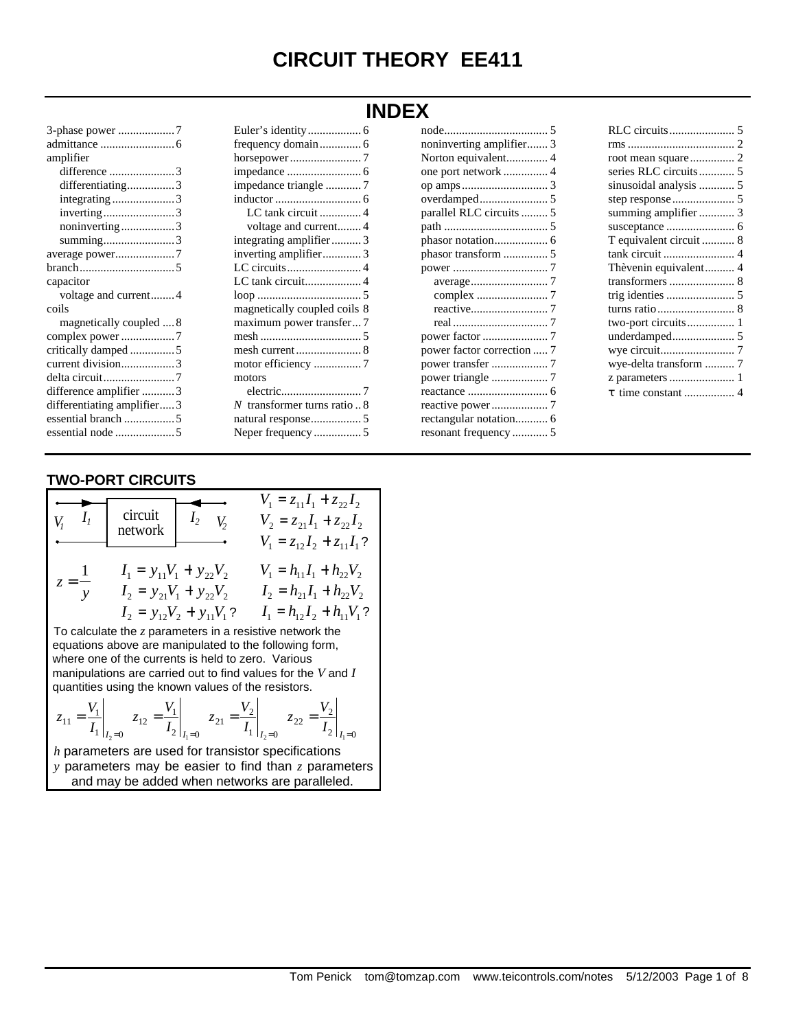# CIRCUIT THEORY EE411

## INDEX

3-phase power ................... 7
admittance ......................... 6
amplifier
  difference ...................... 3
  differentiating................ 3
  integrating ..................... 3
  inverting ........................ 3
  noninverting .................. 3
  summing ........................ 3
average power.................... 7
branch................................ 5
capacitor
  voltage and current........ 4
coils
  magnetically coupled .... 8
complex power .................. 7
critically damped ............... 5
current division.................. 3
delta circuit........................ 7
difference amplifier ........... 3
differentiating amplifier..... 3
essential branch ................. 5
essential node .................... 5
Euler's identity.................. 6
frequency domain.............. 6
horsepower........................ 7
impedance ......................... 6
impedance triangle ............ 7
inductor ............................. 6
  LC tank circuit .............. 4
  voltage and current........ 4
integrating amplifier.......... 3
inverting amplifier............. 3
LC circuits......................... 4
LC tank circuit................... 4
loop ................................... 5
magnetically coupled coils 8
maximum power transfer... 7
mesh .................................. 5
mesh current ...................... 8
motor efficiency ................ 7
motors
  electric............................ 7
$N$ transformer turns ratio .. 8
natural response................. 5
Neper frequency ................ 5
node................................... 5
noninverting amplifier....... 3
Norton equivalent.............. 4
one port network ............... 4
op amps ............................. 3
overdamped....................... 5
parallel RLC circuits ......... 5
path ................................... 5
phasor notation.................. 6
phasor transform ............... 5
power ................................ 7
  average........................... 7
  complex ......................... 7
  reactive........................... 7
  real ................................. 7
power factor ...................... 7
power factor correction ..... 7
power transfer ................... 7
power triangle ................... 7
reactance ........................... 6
reactive power................... 7
rectangular notation........... 6
resonant frequency ............ 5
RLC circuits...................... 5
rms .................................... 2
root mean square............... 2
series RLC circuits............ 5
sinusoidal analysis ............ 5
step response..................... 5
summing amplifier ............ 3
susceptance ....................... 6
T equivalent circuit ........... 8
tank circuit ........................ 4
Thèvenin equivalent.......... 4
transformers ...................... 8
trig identies ....................... 5
turns ratio.......................... 8
two-port circuits................ 1
underdamped..................... 5
wye circuit......................... 7
wye-delta transform .......... 7
z parameters ...................... 1
$\tau$ time constant ................. 4

## TWO-PORT CIRCUITS

[Diagram: circuit network with input port $V_1$, $I_1$ and output port $V_2$, $I_2$]

$$V_1 = z_{11}I_1 + z_{22}I_2$$
$$V_2 = z_{21}I_1 + z_{22}I_2$$
$$V_1 = z_{12}I_2 + z_{11}I_1 ?$$

$$z = \frac{1}{y}$$

$$I_1 = y_{11}V_1 + y_{22}V_2$$
$$I_2 = y_{21}V_1 + y_{22}V_2$$
$$I_2 = y_{12}V_2 + y_{11}V_1 ?$$

$$V_1 = h_{11}I_1 + h_{22}V_2$$
$$I_2 = h_{21}I_1 + h_{22}V_2$$
$$I_1 = h_{12}I_2 + h_{11}V_1 ?$$

To calculate the $z$ parameters in a resistive network the equations above are manipulated to the following form, where one of the currents is held to zero. Various manipulations are carried out to find values for the $V$ and $I$ quantities using the known values of the resistors.

$$z_{11} = \left.\frac{V_1}{I_1}\right|_{I_2=0} \quad z_{12} = \left.\frac{V_1}{I_2}\right|_{I_1=0} \quad z_{21} = \left.\frac{V_2}{I_1}\right|_{I_2=0} \quad z_{22} = \left.\frac{V_2}{I_2}\right|_{I_1=0}$$

$h$ parameters are used for transistor specifications

$y$ parameters may be easier to find than $z$ parameters and may be added when networks are paralleled.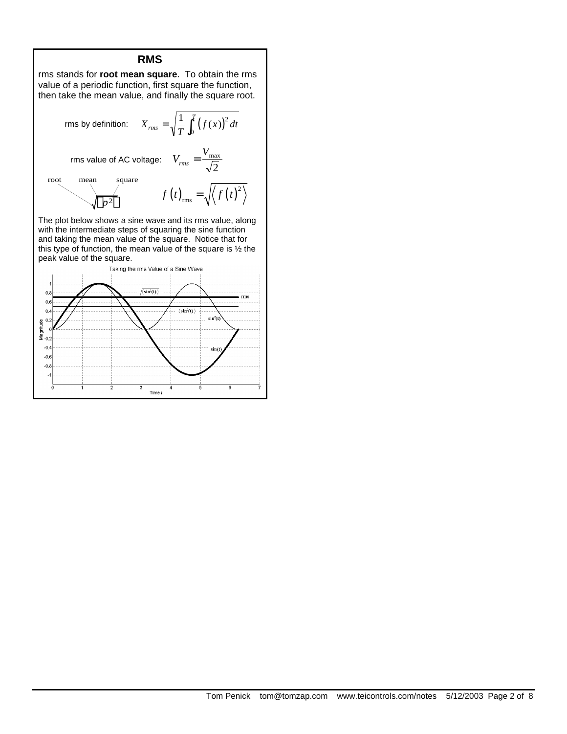## RMS

rms stands for **root mean square**. To obtain the rms value of a periodic function, first square the function, then take the mean value, and finally the square root.

rms by definition: $$X_{rms} = \sqrt{\frac{1}{T}\int_0^T \left(f(x)\right)^2 dt}$$

rms value of AC voltage: $$V_{rms} = \frac{V_{\max}}{\sqrt{2}}$$

root mean square

$$\sqrt{\langle p^2 \rangle}$$

$$f\left(t\right)_{\text{rms}} = \sqrt{\left\langle f\left(t\right)^2 \right\rangle}$$

The plot below shows a sine wave and its rms value, along with the intermediate steps of squaring the sine function and taking the mean value of the square. Notice that for this type of function, the mean value of the square is ½ the peak value of the square.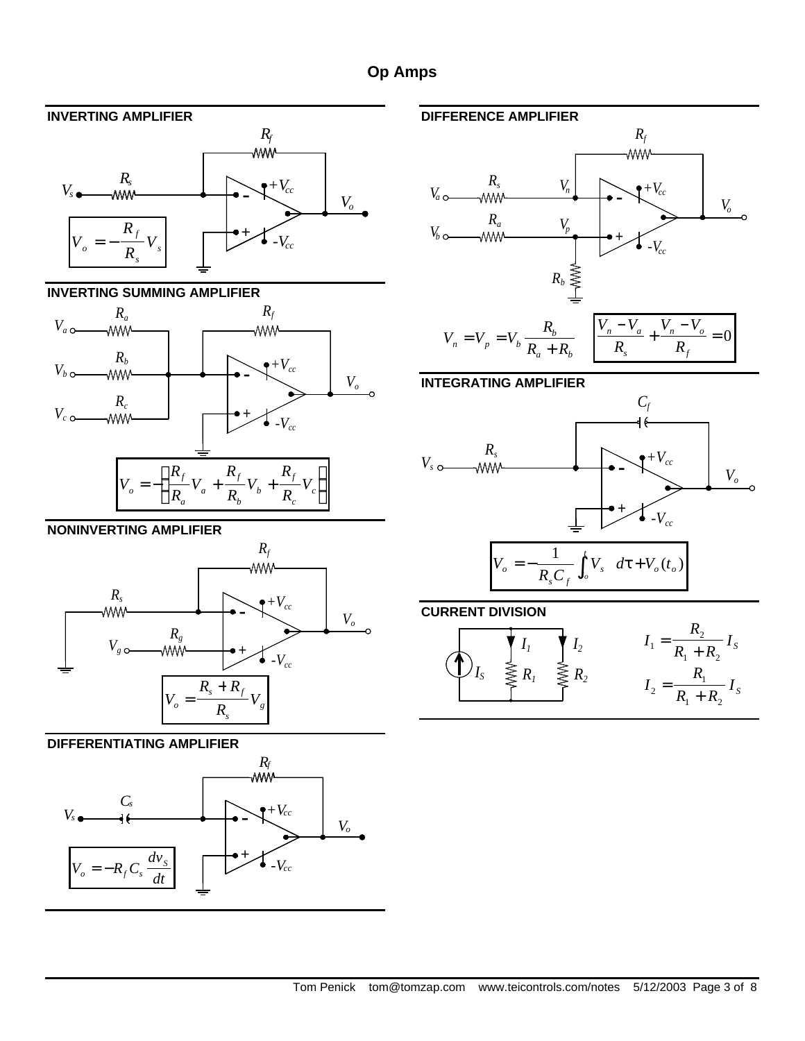# Op Amps

## INVERTING AMPLIFIER

$$V_o = -\frac{R_f}{R_s} V_s$$

## INVERTING SUMMING AMPLIFIER

$$V_o = -\left(\frac{R_f}{R_a} V_a + \frac{R_f}{R_b} V_b + \frac{R_f}{R_c} V_c\right)$$

## NONINVERTING AMPLIFIER

$$V_o = \frac{R_s + R_f}{R_s} V_g$$

## DIFFERENTIATING AMPLIFIER

$$V_o = -R_f C_s \frac{dv_S}{dt}$$

## DIFFERENCE AMPLIFIER

$$V_n = V_p = V_b \frac{R_b}{R_a + R_b} \qquad \frac{V_n - V_a}{R_s} + \frac{V_n - V_o}{R_f} = 0$$

## INTEGRATING AMPLIFIER

$$V_o = -\frac{1}{R_s C_f} \int_o^t V_s \; d\tau + V_o(t_o)$$

## CURRENT DIVISION

$$I_1 = \frac{R_2}{R_1 + R_2} I_S$$

$$I_2 = \frac{R_1}{R_1 + R_2} I_S$$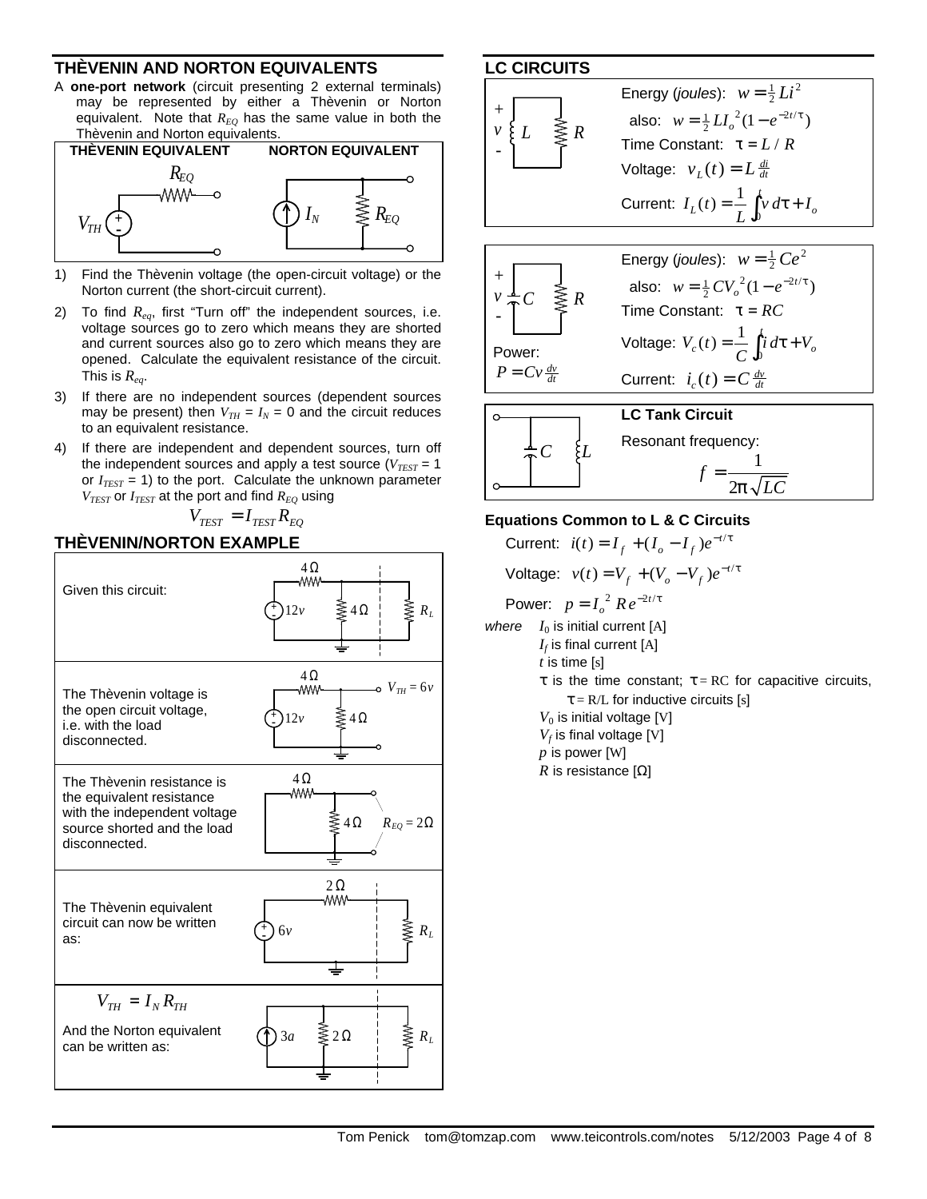## THÈVENIN AND NORTON EQUIVALENTS

A **one-port network** (circuit presenting 2 external terminals) may be represented by either a Thèvenin or Norton equivalent. Note that $R_{EQ}$ has the same value in both the Thèvenin and Norton equivalents.

**THÈVENIN EQUIVALENT** — $V_{TH}$, $R_{EQ}$

**NORTON EQUIVALENT** — $I_N$, $R_{EQ}$

1) Find the Thèvenin voltage (the open-circuit voltage) or the Norton current (the short-circuit current).
2) To find $R_{eq}$, first "Turn off" the independent sources, i.e. voltage sources go to zero which means they are shorted and current sources also go to zero which means they are opened. Calculate the equivalent resistance of the circuit. This is $R_{eq}$.
3) If there are no independent sources (dependent sources may be present) then $V_{TH} = I_N = 0$ and the circuit reduces to an equivalent resistance.
4) If there are independent and dependent sources, turn off the independent sources and apply a test source ($V_{TEST} = 1$ or $I_{TEST} = 1$) to the port. Calculate the unknown parameter $V_{TEST}$ or $I_{TEST}$ at the port and find $R_{EQ}$ using

$$V_{TEST} = I_{TEST} R_{EQ}$$

## THÈVENIN/NORTON EXAMPLE

Given this circuit: ($12v$ source, $4\,\Omega$, $4\,\Omega$, $R_L$)

The Thèvenin voltage is the open circuit voltage, i.e. with the load disconnected. ($V_{TH} = 6v$)

The Thèvenin resistance is the equivalent resistance with the independent voltage source shorted and the load disconnected. ($R_{EQ} = 2\,\Omega$)

The Thèvenin equivalent circuit can now be written as: ($6v$, $2\,\Omega$, $R_L$)

$$V_{TH} = I_N R_{TH}$$

And the Norton equivalent can be written as: ($3a$, $2\,\Omega$, $R_L$)

## LC CIRCUITS

Energy (*joules*): $w = \frac{1}{2} Li^2$

also: $w = \frac{1}{2} LI_o^{\,2}(1 - e^{-2t/\tau})$

Time Constant: $\tau = L / R$

Voltage: $v_L(t) = L\frac{di}{dt}$

Current: $I_L(t) = \frac{1}{L}\int_0^t v\,d\tau + I_o$

---

Energy (*joules*): $w = \frac{1}{2} Ce^2$

also: $w = \frac{1}{2} CV_o^{\,2}(1 - e^{-2t/\tau})$

Time Constant: $\tau = RC$

Voltage: $V_c(t) = \frac{1}{C}\int_0^t i\,d\tau + V_o$

Current: $i_c(t) = C\frac{dv}{dt}$

Power: $P = Cv\frac{dv}{dt}$

---

**LC Tank Circuit**

Resonant frequency:

$$f = \frac{1}{2\pi\sqrt{LC}}$$

### Equations Common to L & C Circuits

Current: $i(t) = I_f + (I_o - I_f)e^{-t/\tau}$

Voltage: $v(t) = V_f + (V_o - V_f)e^{-t/\tau}$

Power: $p = I_o^{\,2} R e^{-2t/\tau}$

*where*
- $I_0$ is initial current [A]
- $I_f$ is final current [A]
- $t$ is time [s]
- $\tau$ is the time constant; $\tau$ = RC for capacitive circuits, $\tau$ = R/L for inductive circuits [s]
- $V_0$ is initial voltage [V]
- $V_f$ is final voltage [V]
- $p$ is power [W]
- $R$ is resistance [Ω]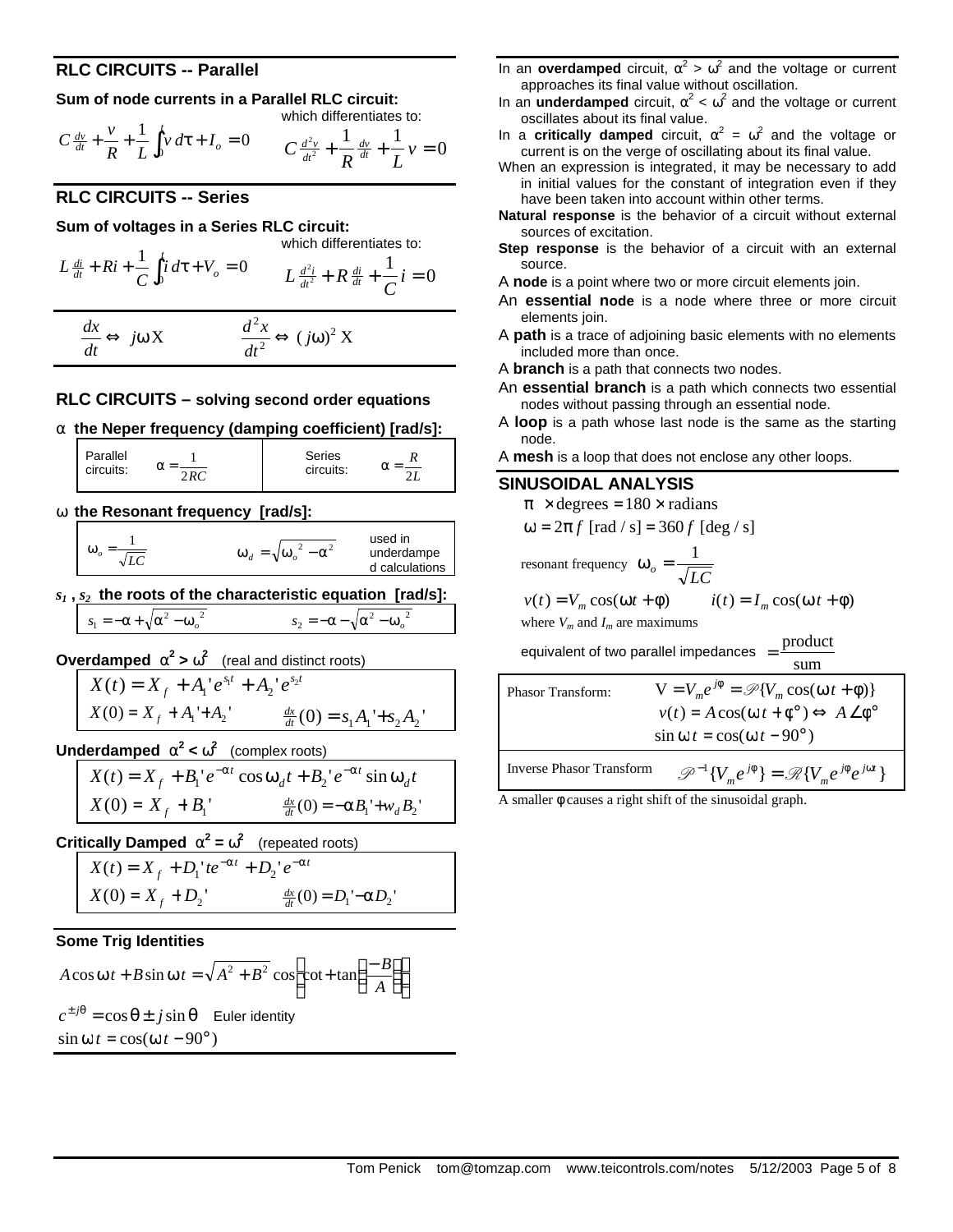## RLC CIRCUITS -- Parallel

**Sum of node currents in a Parallel RLC circuit:**

$$C\frac{dv}{dt} + \frac{v}{R} + \frac{1}{L}\int_0^t v\,d\tau + I_o = 0$$

which differentiates to:

$$C\frac{d^2v}{dt^2} + \frac{1}{R}\frac{dv}{dt} + \frac{1}{L}v = 0$$

## RLC CIRCUITS -- Series

**Sum of voltages in a Series RLC circuit:**

$$L\frac{di}{dt} + Ri + \frac{1}{C}\int_0^t i\,d\tau + V_o = 0$$

which differentiates to:

$$L\frac{d^2i}{dt^2} + R\frac{di}{dt} + \frac{1}{C}i = 0$$

$$\frac{dx}{dt} \Leftrightarrow j\omega \mathrm{X} \qquad \frac{d^2x}{dt^2} \Leftrightarrow (j\omega)^2\, \mathrm{X}$$

## RLC CIRCUITS – solving second order equations

**$\alpha$ the Neper frequency (damping coefficient) [rad/s]:**

| Parallel circuits: | $\alpha = \frac{1}{2RC}$ | Series circuits: | $\alpha = \frac{R}{2L}$ |
|---|---|---|---|

**$\omega$ the Resonant frequency [rad/s]:**

| $\omega_o = \frac{1}{\sqrt{LC}}$ | $\omega_d = \sqrt{\omega_o^{\,2} - \alpha^2}$ | used in underdamped calculations |
|---|---|---|

**$s_1$, $s_2$ the roots of the characteristic equation [rad/s]:**

$$s_1 = -\alpha + \sqrt{\alpha^2 - \omega_o^{\,2}} \qquad s_2 = -\alpha - \sqrt{\alpha^2 - \omega_o^{\,2}}$$

**Overdamped** $\alpha^2 > \omega^2$ (real and distinct roots)

$$X(t) = X_f + A_1' e^{s_1 t} + A_2' e^{s_2 t}$$

$$X(0) = X_f + A_1' + A_2' \qquad \frac{dx}{dt}(0) = s_1 A_1' + s_2 A_2'$$

**Underdamped** $\alpha^2 < \omega^2$ (complex roots)

$$X(t) = X_f + B_1' e^{-\alpha t}\cos\omega_d t + B_2' e^{-\alpha t}\sin\omega_d t$$

$$X(0) = X_f + B_1' \qquad \frac{dx}{dt}(0) = -\alpha B_1' + w_d B_2'$$

**Critically Damped** $\alpha^2 = \omega^2$ (repeated roots)

$$X(t) = X_f + D_1' t e^{-\alpha t} + D_2' e^{-\alpha t}$$

$$X(0) = X_f + D_2' \qquad \frac{dx}{dt}(0) = D_1' - \alpha D_2'$$

**Some Trig Identities**

$$A\cos\omega t + B\sin\omega t = \sqrt{A^2 + B^2}\cos\left(\omega t + \tan\left(\frac{-B}{A}\right)\right)$$

$c^{\pm j\theta} = \cos\theta \pm j\sin\theta$ Euler identity

$\sin\omega t = \cos(\omega t - 90°)$

In an **overdamped** circuit, $\alpha^2 > \omega^2$ and the voltage or current approaches its final value without oscillation.

In an **underdamped** circuit, $\alpha^2 < \omega^2$ and the voltage or current oscillates about its final value.

In a **critically damped** circuit, $\alpha^2 = \omega^2$ and the voltage or current is on the verge of oscillating about its final value.

When an expression is integrated, it may be necessary to add in initial values for the constant of integration even if they have been taken into account within other terms.

**Natural response** is the behavior of a circuit without external sources of excitation.

**Step response** is the behavior of a circuit with an external source.

A **node** is a point where two or more circuit elements join.

An **essential node** is a node where three or more circuit elements join.

A **path** is a trace of adjoining basic elements with no elements included more than once.

A **branch** is a path that connects two nodes.

An **essential branch** is a path which connects two essential nodes without passing through an essential node.

A **loop** is a path whose last node is the same as the starting node.

A **mesh** is a loop that does not enclose any other loops.

## SINUSOIDAL ANALYSIS

$\pi \times \text{degrees} = 180 \times \text{radians}$

$\omega = 2\pi f$ [rad / s] $= 360 f$ [deg / s]

resonant frequency $\omega_o = \frac{1}{\sqrt{LC}}$

$v(t) = V_m\cos(\omega t + \phi) \qquad i(t) = I_m\cos(\omega t + \phi)$

where $V_m$ and $I_m$ are maximums

equivalent of two parallel impedances $= \frac{\text{product}}{\text{sum}}$

| Phasor Transform: | $\mathrm{V} = V_m e^{j\phi} = \mathscr{P}\{V_m\cos(\omega t + \phi)\}$ <br> $v(t) = A\cos(\omega t + \phi°) \Leftrightarrow A\angle\phi°$ <br> $\sin\omega t = \cos(\omega t - 90°)$ |
|---|---|
| Inverse Phasor Transform | $\mathscr{P}^{-1}\{V_m e^{j\phi}\} = \mathscr{R}\{V_m e^{j\phi} e^{j\omega t}\}$ |

A smaller $\phi$ causes a right shift of the sinusoidal graph.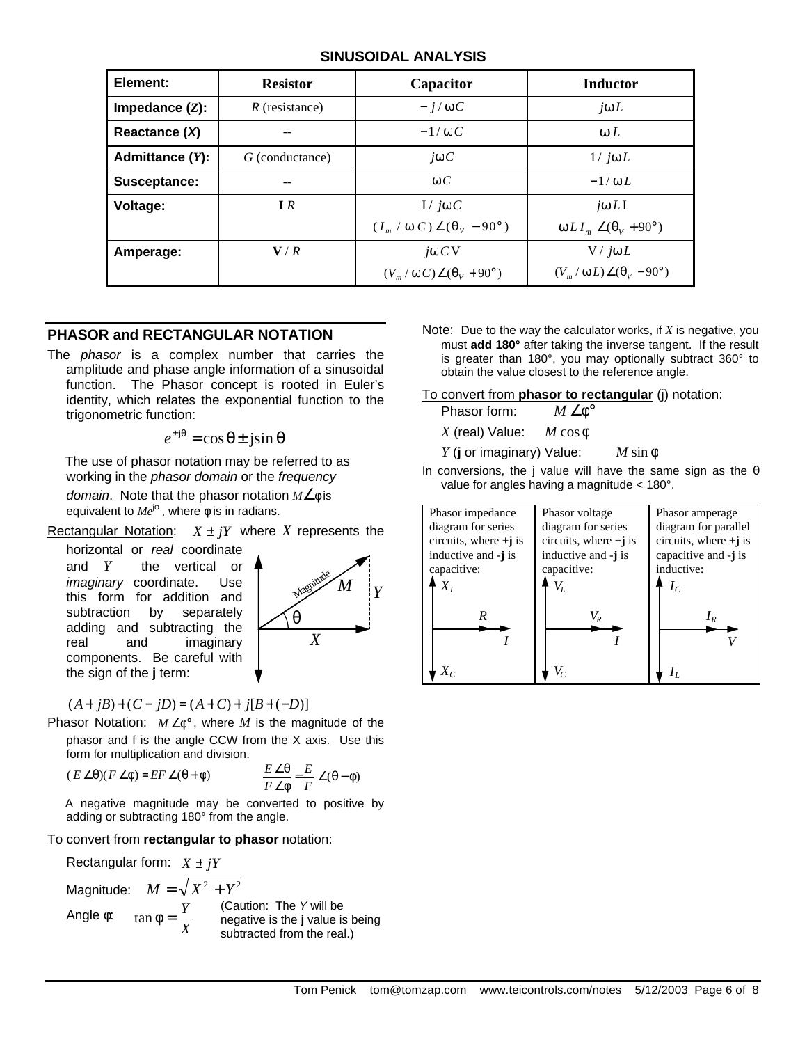## SINUSOIDAL ANALYSIS

| Element: | Resistor | Capacitor | Inductor |
|---|---|---|---|
| Impedance ($Z$): | $R$ (resistance) | $-j/\omega C$ | $j\omega L$ |
| Reactance ($X$) | -- | $-1/\omega C$ | $\omega L$ |
| Admittance ($Y$): | $G$ (conductance) | $j\omega C$ | $1/j\omega L$ |
| Susceptance: | -- | $\omega C$ | $-1/\omega L$ |
| Voltage: | $\mathbf{I}R$ | $\mathrm{I}/j\omega C$<br>$(I_m/\omega C)\angle(\theta_V - 90°)$ | $j\omega L\mathrm{I}$<br>$\omega L I_m \angle(\theta_V + 90°)$ |
| Amperage: | $\mathbf{V}/R$ | $j\omega C\mathrm{V}$<br>$(V_m/\omega C)\angle(\theta_V + 90°)$ | $\mathrm{V}/j\omega L$<br>$(V_m/\omega L)\angle(\theta_V - 90°)$ |

## PHASOR and RECTANGULAR NOTATION

The *phasor* is a complex number that carries the amplitude and phase angle information of a sinusoidal function. The Phasor concept is rooted in Euler's identity, which relates the exponential function to the trigonometric function:

$$e^{\pm j\theta} = \cos\theta \pm j\sin\theta$$

The use of phasor notation may be referred to as working in the *phasor domain* or the *frequency domain*. Note that the phasor notation $M\angle\phi$ is equivalent to $Me^{j\phi}$, where $\phi$ is in radians.

Rectangular Notation: $X \pm jY$ where $X$ represents the horizontal or *real* coordinate and $Y$ the vertical or *imaginary* coordinate. Use this form for addition and subtraction by separately adding and subtracting the real and imaginary components. Be careful with the sign of the **j** term:

(Diagram: right triangle with horizontal side $X$, vertical side $Y$, hypotenuse $M$ labeled "Magnitude", angle $\theta$.)

$$(A + jB) + (C - jD) = (A + C) + j[B + (-D)]$$

Phasor Notation: $M\angle\phi°$, where $M$ is the magnitude of the phasor and f is the angle CCW from the X axis. Use this form for multiplication and division.

$$(E\angle\theta)(F\angle\phi) = EF\angle(\theta+\phi) \qquad \frac{E\angle\theta}{F\angle\phi} = \frac{E}{F}\angle(\theta-\phi)$$

A negative magnitude may be converted to positive by adding or subtracting 180° from the angle.

To convert from **rectangular to phasor** notation:

Rectangular form: $X \pm jY$

Magnitude: $M = \sqrt{X^2 + Y^2}$

Angle $\phi$: $\tan\phi = \dfrac{Y}{X}$ (Caution: The $Y$ will be negative is the **j** value is being subtracted from the real.)

Note: Due to the way the calculator works, if $X$ is negative, you must **add 180°** after taking the inverse tangent. If the result is greater than 180°, you may optionally subtract 360° to obtain the value closest to the reference angle.

To convert from **phasor to rectangular** (j) notation:

Phasor form: $M\angle\phi°$

$X$ (real) Value: $M\cos\phi$

$Y$ (**j** or imaginary) Value: $M\sin\phi$

In conversions, the j value will have the same sign as the $\theta$ value for angles having a magnitude < 180°.

| Phasor impedance diagram for series circuits, where +**j** is inductive and -**j** is capacitive: | Phasor voltage diagram for series circuits, where +**j** is inductive and -**j** is capacitive: | Phasor amperage diagram for parallel circuits, where +**j** is capacitive and -**j** is inductive: |
|---|---|---|
| $X_L$ (up), $R$ and $I$ (right), $X_C$ (down) | $V_L$ (up), $V_R$ and $I$ (right), $V_C$ (down) | $I_C$ (up), $I_R$ and $V$ (right), $I_L$ (down) |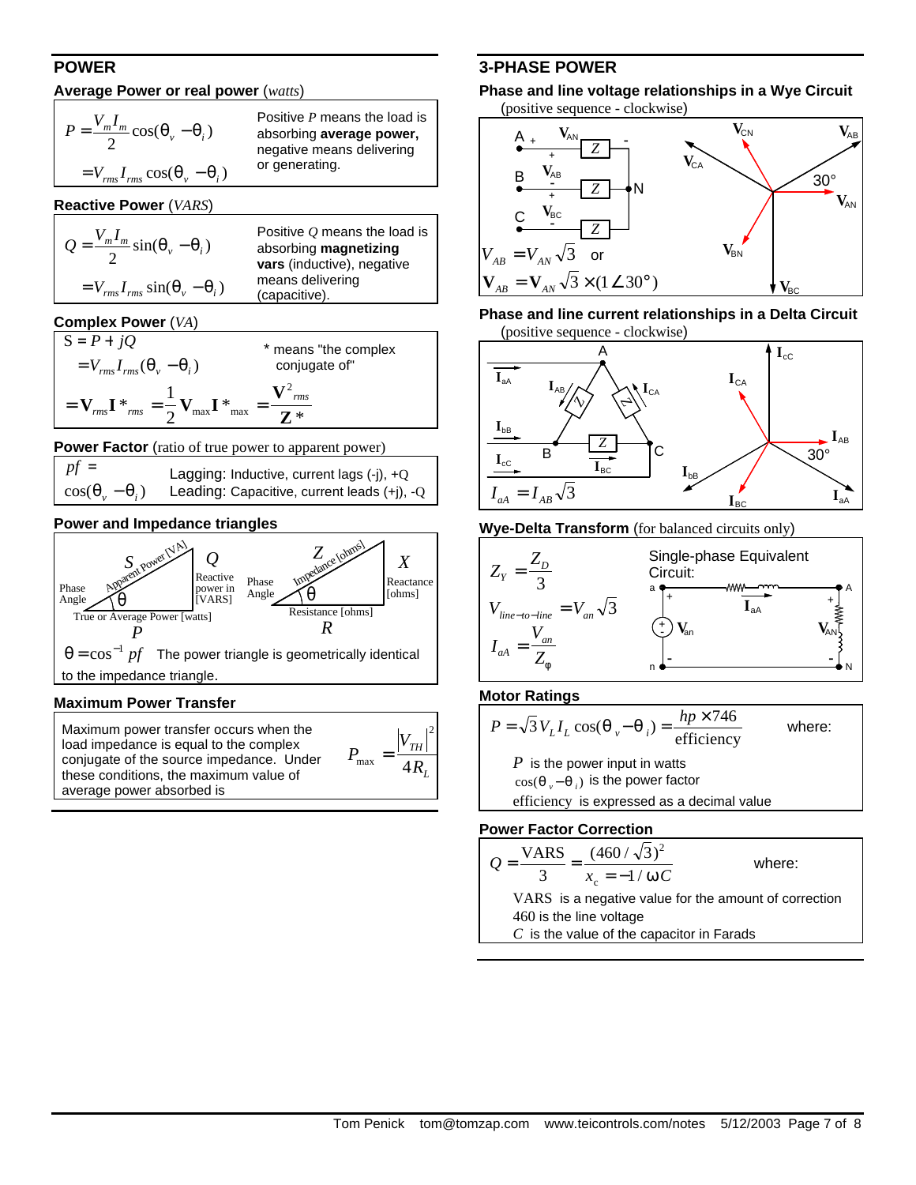# POWER

## Average Power or real power (*watts*)

$$P = \frac{V_m I_m}{2}\cos(\theta_v - \theta_i)$$

$$= V_{rms} I_{rms} \cos(\theta_v - \theta_i)$$

Positive $P$ means the load is absorbing **average power,** negative means delivering or generating.

## Reactive Power (*VARS*)

$$Q = \frac{V_m I_m}{2}\sin(\theta_v - \theta_i)$$

$$= V_{rms} I_{rms} \sin(\theta_v - \theta_i)$$

Positive $Q$ means the load is absorbing **magnetizing vars** (inductive), negative means delivering (capacitive).

## Complex Power (*VA*)

$$S = P + jQ$$

$$= V_{rms} I_{rms} (\theta_v - \theta_i)$$

$$= \mathbf{V}_{rms} \mathbf{I}^*_{rms} = \frac{1}{2}\mathbf{V}_{\max}\mathbf{I}^*_{\max} = \frac{\mathbf{V}^2_{rms}}{\mathbf{Z}^*}$$

\* means "the complex conjugate of"

## Power Factor (ratio of true power to apparent power)

$pf = \cos(\theta_v - \theta_i)$

Lagging: Inductive, current lags (-j), +Q
Leading: Capacitive, current leads (+j), -Q

## Power and Impedance triangles

Power triangle: Apparent Power [VA] $S$ (hypotenuse), Reactive power in [VARS] $Q$, True or Average Power [watts] $P$, Phase Angle $\theta$.

Impedance triangle: Impedance [ohms] $Z$ (hypotenuse), Reactance [ohms] $X$, Resistance [ohms] $R$, Phase Angle $\theta$.

$\theta = \cos^{-1} pf$ The power triangle is geometrically identical to the impedance triangle.

## Maximum Power Transfer

Maximum power transfer occurs when the load impedance is equal to the complex conjugate of the source impedance. Under these conditions, the maximum value of average power delivered is

$$P_{\max} = \frac{\left|V_{TH}\right|^2}{4R_L}$$

# 3-PHASE POWER

## Phase and line voltage relationships in a Wye Circuit

(positive sequence - clockwise)

Wye circuit: lines A, B, C each through $Z$ to neutral N; voltages $\mathbf{V}_{AN}$, $\mathbf{V}_{AB}$, $\mathbf{V}_{BC}$. Phasor diagram: $\mathbf{V}_{AB}$ leads $\mathbf{V}_{AN}$ by 30°; also shown $\mathbf{V}_{CN}$, $\mathbf{V}_{CA}$, $\mathbf{V}_{BN}$, $\mathbf{V}_{BC}$.

$$V_{AB} = V_{AN}\sqrt{3} \quad \text{or}$$

$$\mathbf{V}_{AB} = \mathbf{V}_{AN}\sqrt{3} \times (1\angle 30°)$$

## Phase and line current relationships in a Delta Circuit

(positive sequence - clockwise)

Delta circuit: nodes A, B, C with $Z$ in each branch; line currents $\mathbf{I}_{aA}$, $\mathbf{I}_{bB}$, $\mathbf{I}_{cC}$; phase currents $\mathbf{I}_{AB}$, $\mathbf{I}_{BC}$, $\mathbf{I}_{CA}$. Phasor diagram: $\mathbf{I}_{AB}$ leads $\mathbf{I}_{aA}$ by 30°; also shown $\mathbf{I}_{cC}$, $\mathbf{I}_{CA}$, $\mathbf{I}_{bB}$, $\mathbf{I}_{BC}$.

$$I_{aA} = I_{AB}\sqrt{3}$$

## Wye-Delta Transform (for balanced circuits only)

$$Z_Y = \frac{Z_D}{3}$$

$$V_{line-to-line} = V_{an}\sqrt{3}$$

$$I_{aA} = \frac{V_{an}}{Z_\varphi}$$

Single-phase Equivalent Circuit: source $\mathbf{V}_{an}$ between a and n, line impedance carrying $\mathbf{I}_{aA}$ from a to A, load voltage $\mathbf{V}_{AN}$ between A and N.

## Motor Ratings

$$P = \sqrt{3} V_L I_L \cos(\theta_v - \theta_i) = \frac{hp \times 746}{\text{efficiency}}$$

where:

$P$ is the power input in watts

$\cos(\theta_v - \theta_i)$ is the power factor

efficiency is expressed as a decimal value

## Power Factor Correction

$$Q = \frac{\text{VARS}}{3} = \frac{(460/\sqrt{3})^2}{x_c = -1/\omega C}$$

where:

VARS is a negative value for the amount of correction

460 is the line voltage

$C$ is the value of the capacitor in Farads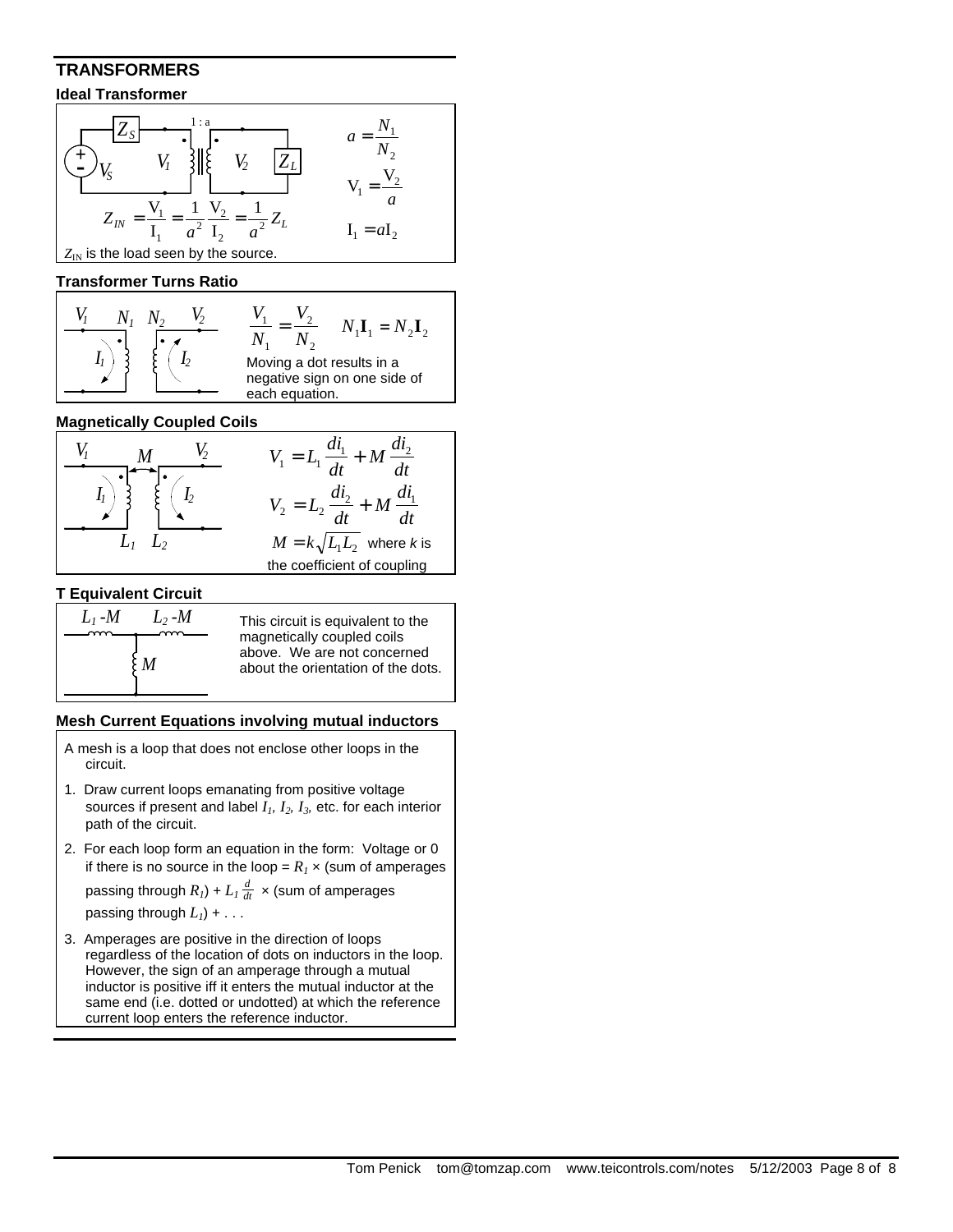# TRANSFORMERS

### Ideal Transformer

1 : a

$V_S$ $Z_S$ $V_1$ $V_2$ $Z_L$

$$a = \frac{N_1}{N_2}$$

$$V_1 = \frac{V_2}{a}$$

$$I_1 = aI_2$$

$$Z_{IN} = \frac{V_1}{I_1} = \frac{1}{a^2}\frac{V_2}{I_2} = \frac{1}{a^2}Z_L$$

$Z_{IN}$ is the load seen by the source.

### Transformer Turns Ratio

$V_1$ $N_1$ $N_2$ $V_2$ $I_1$ $I_2$

$$\frac{V_1}{N_1} = \frac{V_2}{N_2} \qquad N_1\mathbf{I}_1 = N_2\mathbf{I}_2$$

Moving a dot results in a negative sign on one side of each equation.

### Magnetically Coupled Coils

$V_1$ $M$ $V_2$ $I_1$ $I_2$ $L_1$ $L_2$

$$V_1 = L_1\frac{di_1}{dt} + M\frac{di_2}{dt}$$

$$V_2 = L_2\frac{di_2}{dt} + M\frac{di_1}{dt}$$

$M = k\sqrt{L_1L_2}$ where *k* is the coefficient of coupling

### T Equivalent Circuit

$L_1 - M$ $L_2 - M$ $M$

This circuit is equivalent to the magnetically coupled coils above. We are not concerned about the orientation of the dots.

### Mesh Current Equations involving mutual inductors

A mesh is a loop that does not enclose other loops in the circuit.

1. Draw current loops emanating from positive voltage sources if present and label $I_1$, $I_2$, $I_3$, etc. for each interior path of the circuit.
2. For each loop form an equation in the form: Voltage or 0 if there is no source in the loop = $R_1$ × (sum of amperages passing through $R_1$) + $L_1 \frac{d}{dt}$ × (sum of amperages passing through $L_1$) + . . .
3. Amperages are positive in the direction of loops regardless of the location of dots on inductors in the loop. However, the sign of an amperage through a mutual inductor is positive iff it enters the mutual inductor at the same end (i.e. dotted or undotted) at which the reference current loop enters the reference inductor.

Tom Penick tom@tomzap.com www.teicontrols.com/notes 5/12/2003